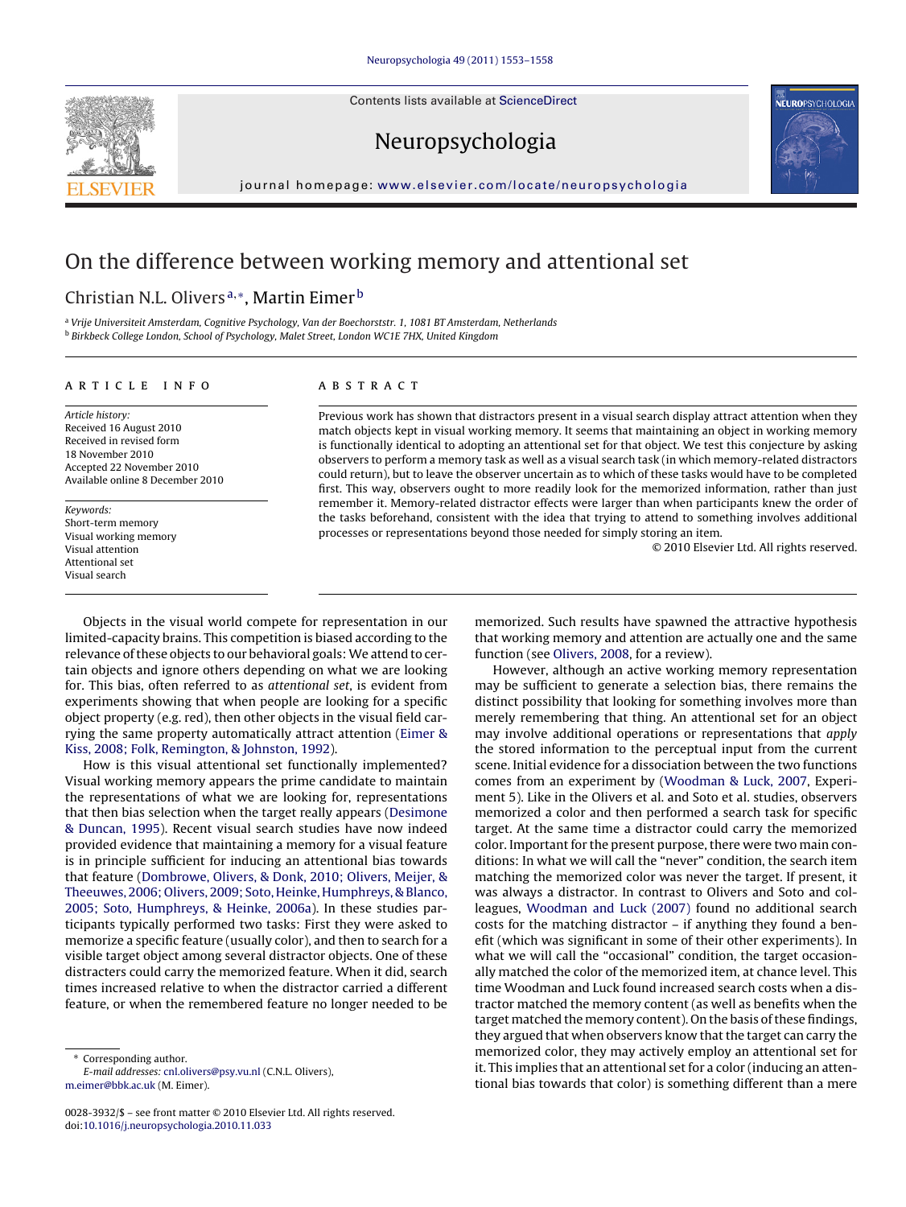Contents lists available at ScienceDirect

# Neuropsychologia

journal homepage: www.elsevier.com/locate/neuropsychologia

# On the difference between working memory and attentional set

Christian N.L. Olivers [a,*], Martin Eimer [b]

[a] Vrije Universiteit Amsterdam, Cognitive Psychology, Van der Boechorststr. 1, 1081 BT Amsterdam, Netherlands
[b] Birkbeck College London, School of Psychology, Malet Street, London WC1E 7HX, United Kingdom

## ARTICLE INFO

*Article history:*
Received 16 August 2010
Received in revised form
18 November 2010
Accepted 22 November 2010
Available online 8 December 2010

*Keywords:*
Short-term memory
Visual working memory
Visual attention
Attentional set
Visual search

## ABSTRACT

Previous work has shown that distractors present in a visual search display attract attention when they match objects kept in visual working memory. It seems that maintaining an object in working memory is functionally identical to adopting an attentional set for that object. We test this conjecture by asking observers to perform a memory task as well as a visual search task (in which memory-related distractors could return), but to leave the observer uncertain as to which of these tasks would have to be completed first. This way, observers ought to more readily look for the memorized information, rather than just remember it. Memory-related distractor effects were larger than when participants knew the order of the tasks beforehand, consistent with the idea that trying to attend to something involves additional processes or representations beyond those needed for simply storing an item.

© 2010 Elsevier Ltd. All rights reserved.

Objects in the visual world compete for representation in our limited-capacity brains. This competition is biased according to the relevance of these objects to our behavioral goals: We attend to certain objects and ignore others depending on what we are looking for. This bias, often referred to as *attentional set*, is evident from experiments showing that when people are looking for a specific object property (e.g. red), then other objects in the visual field carrying the same property automatically attract attention (Eimer & Kiss, 2008; Folk, Remington, & Johnston, 1992).

How is this visual attentional set functionally implemented? Visual working memory appears the prime candidate to maintain the representations of what we are looking for, representations that then bias selection when the target really appears (Desimone & Duncan, 1995). Recent visual search studies have now indeed provided evidence that maintaining a memory for a visual feature is in principle sufficient for inducing an attentional bias towards that feature (Dombrowe, Olivers, & Donk, 2010; Olivers, Meijer, & Theeuwes, 2006; Olivers, 2009; Soto, Heinke, Humphreys, & Blanco, 2005; Soto, Humphreys, & Heinke, 2006a). In these studies participants typically performed two tasks: First they were asked to memorize a specific feature (usually color), and then to search for a visible target object among several distractor objects. One of these distracters could carry the memorized feature. When it did, search times increased relative to when the distractor carried a different feature, or when the remembered feature no longer needed to be memorized. Such results have spawned the attractive hypothesis that working memory and attention are actually one and the same function (see Olivers, 2008, for a review).

However, although an active working memory representation may be sufficient to generate a selection bias, there remains the distinct possibility that looking for something involves more than merely remembering that thing. An attentional set for an object may involve additional operations or representations that *apply* the stored information to the perceptual input from the current scene. Initial evidence for a dissociation between the two functions comes from an experiment by (Woodman & Luck, 2007, Experiment 5). Like in the Olivers et al. and Soto et al. studies, observers memorized a color and then performed a search task for specific target. At the same time a distractor could carry the memorized color. Important for the present purpose, there were two main conditions: In what we will call the "never" condition, the search item matching the memorized color was never the target. If present, it was always a distractor. In contrast to Olivers and Soto and colleagues, Woodman and Luck (2007) found no additional search costs for the matching distractor – if anything they found a benefit (which was significant in some of their other experiments). In what we will call the "occasional" condition, the target occasionally matched the color of the memorized item, at chance level. This time Woodman and Luck found increased search costs when a distractor matched the memory content (as well as benefits when the target matched the memory content). On the basis of these findings, they argued that when observers know that the target can carry the memorized color, they may actively employ an attentional set for it. This implies that an attentional set for a color (inducing an attentional bias towards that color) is something different than a mere

\* Corresponding author.
*E-mail addresses:* cnl.olivers@psy.vu.nl (C.N.L. Olivers), m.eimer@bbk.ac.uk (M. Eimer).

0028-3932/$ – see front matter © 2010 Elsevier Ltd. All rights reserved.
doi:10.1016/j.neuropsychologia.2010.11.033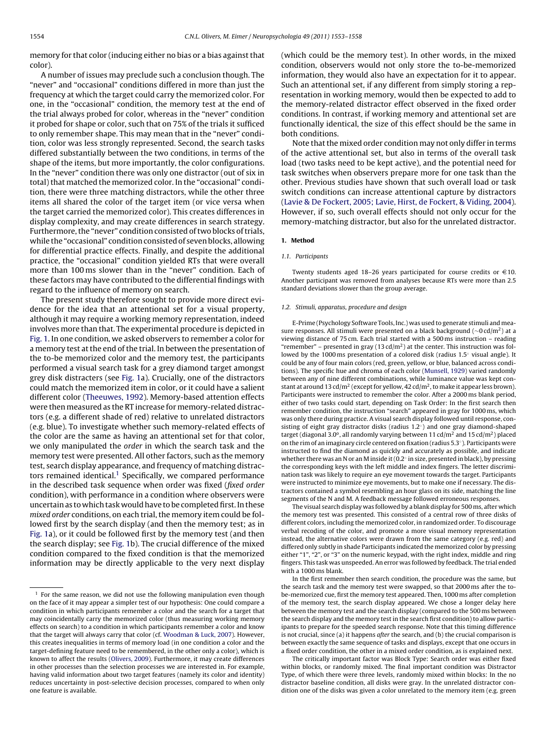memory for that color (inducing either no bias or a bias against that color).

A number of issues may preclude such a conclusion though. The "never" and "occasional" conditions differed in more than just the frequency at which the target could carry the memorized color. For one, in the "occasional" condition, the memory test at the end of the trial always probed for color, whereas in the "never" condition it probed for shape or color, such that on 75% of the trials it sufficed to only remember shape. This may mean that in the "never" condition, color was less strongly represented. Second, the search tasks differed substantially between the two conditions, in terms of the shape of the items, but more importantly, the color configurations. In the "never" condition there was only one distractor (out of six in total) that matched the memorized color. In the "occasional" condition, there were three matching distractors, while the other three items all shared the color of the target item (or vice versa when the target carried the memorized color). This creates differences in display complexity, and may create differences in search strategy. Furthermore, the "never" condition consisted of two blocks of trials, while the "occasional" condition consisted of seven blocks, allowing for differential practice effects. Finally, and despite the additional practice, the "occasional" condition yielded RTs that were overall more than 100 ms slower than in the "never" condition. Each of these factors may have contributed to the differential findings with regard to the influence of memory on search.

The present study therefore sought to provide more direct evidence for the idea that an attentional set for a visual property, although it may require a working memory representation, indeed involves more than that. The experimental procedure is depicted in Fig. 1. In one condition, we asked observers to remember a color for a memory test at the end of the trial. In between the presentation of the to-be memorized color and the memory test, the participants performed a visual search task for a grey diamond target amongst grey disk distracters (see Fig. 1a). Crucially, one of the distractors could match the memorized item in color, or it could have a salient different color (Theeuwes, 1992). Memory-based attention effects were then measured as the RT increase for memory-related distractors (e.g. a different shade of red) relative to unrelated distractors (e.g. blue). To investigate whether such memory-related effects of the color are the same as having an attentional set for that color, we only manipulated the *order* in which the search task and the memory test were presented. All other factors, such as the memory test, search display appearance, and frequency of matching distractors remained identical.[1] Specifically, we compared performance in the described task sequence when order was fixed (*fixed order* condition), with performance in a condition where observers were uncertain as to which task would have to be completed first. In these *mixed order* conditions, on each trial, the memory item could be followed first by the search display (and then the memory test; as in Fig. 1a), or it could be followed first by the memory test (and then the search display; see Fig. 1b). The crucial difference of the mixed condition compared to the fixed condition is that the memorized information may be directly applicable to the very next display (which could be the memory test). In other words, in the mixed condition, observers would not only store the to-be-memorized information, they would also have an expectation for it to appear. Such an attentional set, if any different from simply storing a representation in working memory, would then be expected to add to the memory-related distractor effect observed in the fixed order conditions. In contrast, if working memory and attentional set are functionally identical, the size of this effect should be the same in both conditions.

Note that the mixed order condition may not only differ in terms of the active attentional set, but also in terms of the overall task load (two tasks need to be kept active), and the potential need for task switches when observers prepare more for one task than the other. Previous studies have shown that such overall load or task switch conditions can increase attentional capture by distractors (Lavie & De Fockert, 2005; Lavie, Hirst, de Fockert, & Viding, 2004). However, if so, such overall effects should not only occur for the memory-matching distractor, but also for the unrelated distractor.

## 1. Method

### 1.1. Participants

Twenty students aged 18–26 years participated for course credits or €10. Another participant was removed from analyses because RTs were more than 2.5 standard deviations slower than the group average.

### 1.2. Stimuli, apparatus, procedure and design

E-Prime (Psychology Software Tools, Inc.) was used to generate stimuli and measure responses. All stimuli were presented on a black background (~0 cd/m$^2$) at a viewing distance of 75 cm. Each trial started with a 500 ms instruction – reading "remember" – presented in gray (13 cd/m$^2$) at the center. This instruction was followed by the 1000 ms presentation of a colored disk (radius 1.5° visual angle). It could be any of four main colors (red, green, yellow, or blue, balanced across conditions). The specific hue and chroma of each color (Munsell, 1929) varied randomly between any of nine different combinations, while luminance value was kept constant at around 13 cd/m$^2$ (except for yellow, 42 cd/m$^2$, to make it appear less brown). Participants were instructed to remember the color. After a 2000 ms blank period, either of two tasks could start, depending on Task Order: In the first search then remember condition, the instruction "search" appeared in gray for 1000 ms, which was only there during practice. A visual search display followed until response, consisting of eight gray distractor disks (radius 1.2°) and one gray diamond-shaped target (diagonal 3.0°, all randomly varying between 11 cd/m$^2$ and 15 cd/m$^2$) placed on the rim of an imaginary circle centered on fixation (radius 5.3°). Participants were instructed to find the diamond as quickly and accurately as possible, and indicate whether there was an N or an M inside it (0.2° in size, presented in black), by pressing the corresponding keys with the left middle and index fingers. The letter discrimination task was likely to require an eye movement towards the target. Participants were instructed to minimize eye movements, but to make one if necessary. The distractors contained a symbol resembling an hour glass on its side, matching the line segments of the N and M. A feedback message followed erroneous responses.

The visual search display was followed by a blank display for 500 ms, after which the memory test was presented. This consisted of a central row of three disks of different colors, including the memorized color, in randomized order. To discourage verbal recoding of the color, and promote a more visual memory representation instead, the alternative colors were drawn from the same category (e.g. red) and differed only subtly in shade Participants indicated the memorized color by pressing either "1", "2", or "3" on the numeric keypad, with the right index, middle and ring fingers. This task was unspeeded. An error was followed by feedback. The trial ended with a 1000 ms blank.

In the first remember then search condition, the procedure was the same, but the search task and the memory test were swapped, so that 2000 ms after the to-be-memorized cue, first the memory test appeared. Then, 1000 ms after completion of the memory test, the search display appeared. We chose a longer delay here between the memory test and the search display (compared to the 500 ms between the search display and the memory test in the search first condition) to allow participants to prepare for the speeded search response. Note that this timing difference is not crucial, since (a) it happens *after* the search, and (b) the crucial comparison is between exactly the same sequence of tasks and displays, except that one occurs in a fixed order condition, the other in a mixed order condition, as is explained next.

The critically important factor was Block Type: Search order was either fixed within blocks, or randomly mixed. The final important condition was Distractor Type, of which there were three levels, randomly mixed within blocks: In the no distractor baseline condition, all disks were gray. In the unrelated distractor condition one of the disks was given a color unrelated to the memory item (e.g. green

[1] For the same reason, we did not use the following manipulation even though on the face of it may appear a simpler test of our hypothesis: One could compare a condition in which participants remember a color and the search for a target that may coincidentally carry the memorized color (thus measuring working memory effects on search) to a condition in which participants remember a color and know that the target will always carry that color (cf. Woodman & Luck, 2007). However, this creates inequalities in terms of memory load (in one condition a color and the target-defining feature need to be remembered, in the other only a color), which is known to affect the results (Olivers, 2009). Furthermore, it may create differences in other processes than the selection processes we are interested in. For example, having valid information about two target features (namely its color and identity) reduces uncertainty in post-selective decision processes, compared to when only one feature is available.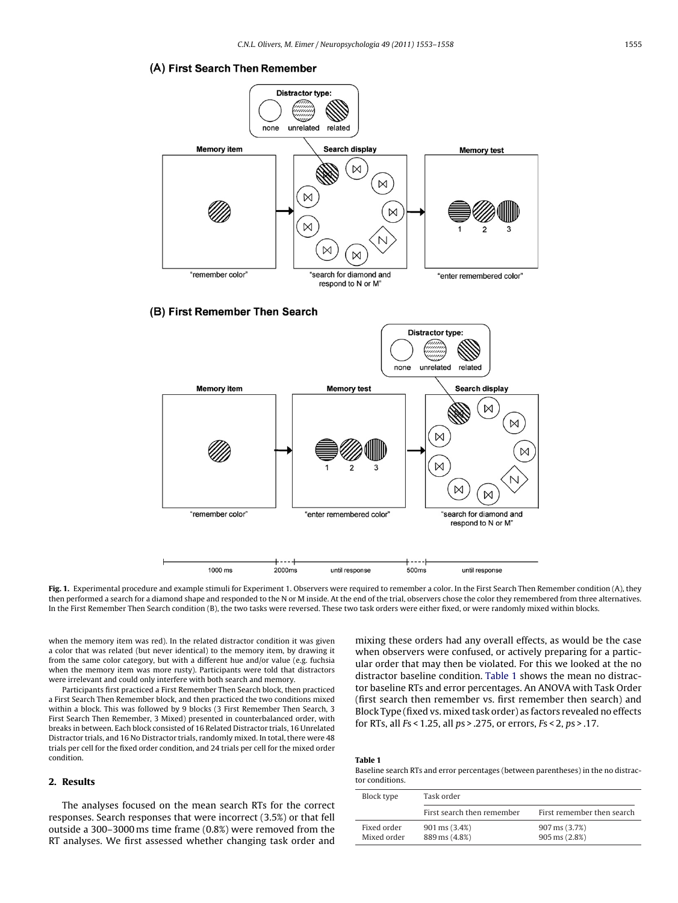**(A) First Search Then Remember**

**(B) First Remember Then Search**

**Fig. 1.** Experimental procedure and example stimuli for Experiment 1. Observers were required to remember a color. In the First Search Then Remember condition (A), they then performed a search for a diamond shape and responded to the N or M inside. At the end of the trial, observers chose the color they remembered from three alternatives. In the First Remember Then Search condition (B), the two tasks were reversed. These two task orders were either fixed, or were randomly mixed within blocks.

when the memory item was red). In the related distractor condition it was given a color that was related (but never identical) to the memory item, by drawing it from the same color category, but with a different hue and/or value (e.g. fuchsia when the memory item was more rusty). Participants were told that distractors were irrelevant and could only interfere with both search and memory.

Participants first practiced a First Remember Then Search block, then practiced a First Search Then Remember block, and then practiced the two conditions mixed within a block. This was followed by 9 blocks (3 First Remember Then Search, 3 First Search Then Remember, 3 Mixed) presented in counterbalanced order, with breaks in between. Each block consisted of 16 Related Distractor trials, 16 Unrelated Distractor trials, and 16 No Distractor trials, randomly mixed. In total, there were 48 trials per cell for the fixed order condition, and 24 trials per cell for the mixed order condition.

## 2. Results

The analyses focused on the mean search RTs for the correct responses. Search responses that were incorrect (3.5%) or that fell outside a 300–3000 ms time frame (0.8%) were removed from the RT analyses. We first assessed whether changing task order and mixing these orders had any overall effects, as would be the case when observers were confused, or actively preparing for a particular order that may then be violated. For this we looked at the no distractor baseline condition. Table 1 shows the mean no distractor baseline RTs and error percentages. An ANOVA with Task Order (first search then remember vs. first remember then search) and Block Type (fixed vs. mixed task order) as factors revealed no effects for RTs, all $Fs < 1.25$, all $ps > .275$, or errors, $Fs < 2$, $ps > .17$.

**Table 1**
Baseline search RTs and error percentages (between parentheses) in the no distractor conditions.

| Block type | Task order | |
|---|---|---|
| | First search then remember | First remember then search |
| Fixed order | 901 ms (3.4%) | 907 ms (3.7%) |
| Mixed order | 889 ms (4.8%) | 905 ms (2.8%) |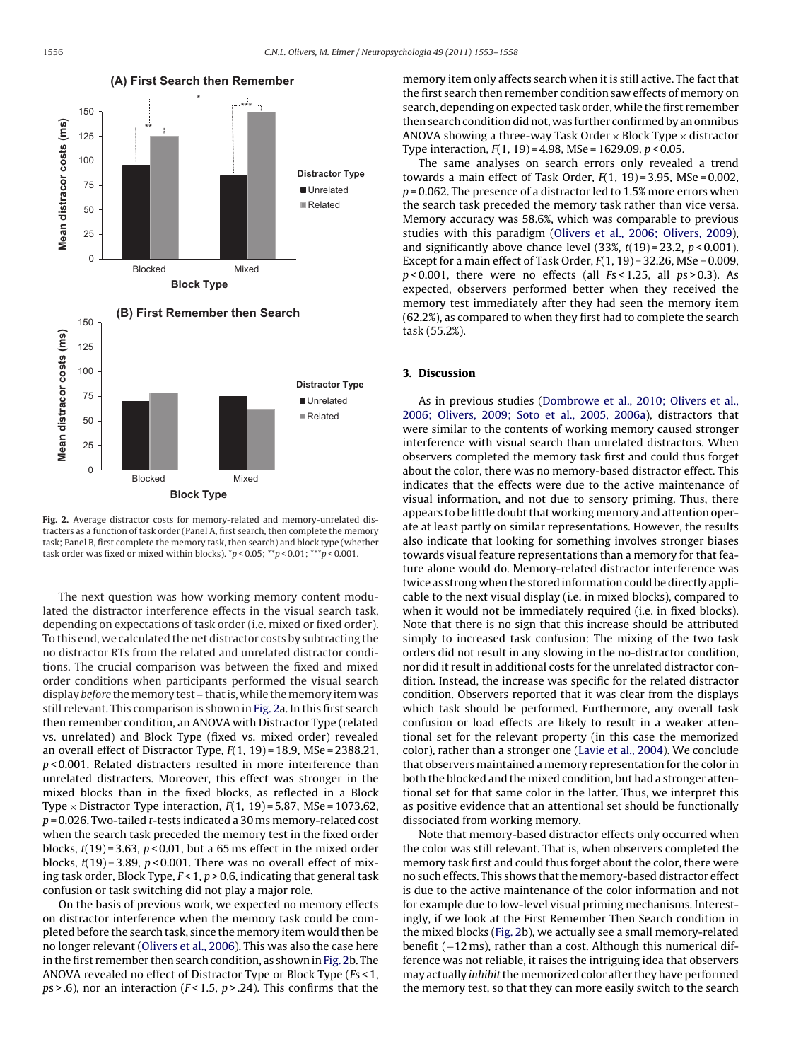(A) First Search then Remember

Mean distracor costs (ms)

150
125
100
75
50
25
0

Blocked
Mixed

Block Type

Distractor Type
Unrelated
Related

*
**
***

(B) First Remember then Search

Mean distracor costs (ms)

150
125
100
75
50
25
0

Blocked
Mixed

Block Type

Distractor Type
Unrelated
Related

**Fig. 2.** Average distractor costs for memory-related and memory-unrelated distracters as a function of task order (Panel A, first search, then complete the memory task; Panel B, first complete the memory task, then search) and block type (whether task order was fixed or mixed within blocks). $^{*}p < 0.05$; $^{**}p < 0.01$; $^{***}p < 0.001$.

The next question was how working memory content modulated the distractor interference effects in the visual search task, depending on expectations of task order (i.e. mixed or fixed order). To this end, we calculated the net distractor costs by subtracting the no distractor RTs from the related and unrelated distractor conditions. The crucial comparison was between the fixed and mixed order conditions when participants performed the visual search display *before* the memory test – that is, while the memory item was still relevant. This comparison is shown in Fig. 2a. In this first search then remember condition, an ANOVA with Distractor Type (related vs. unrelated) and Block Type (fixed vs. mixed order) revealed an overall effect of Distractor Type, $F(1, 19) = 18.9$, MSe = 2388.21, $p < 0.001$. Related distracters resulted in more interference than unrelated distracters. Moreover, this effect was stronger in the mixed blocks than in the fixed blocks, as reflected in a Block Type × Distractor Type interaction, $F(1, 19) = 5.87$, MSe = 1073.62, $p = 0.026$. Two-tailed *t*-tests indicated a 30 ms memory-related cost when the search task preceded the memory test in the fixed order blocks, $t(19) = 3.63$, $p < 0.01$, but a 65 ms effect in the mixed order blocks, $t(19) = 3.89$, $p < 0.001$. There was no overall effect of mixing task order, Block Type, $F < 1$, $p > 0.6$, indicating that general task confusion or task switching did not play a major role.

On the basis of previous work, we expected no memory effects on distractor interference when the memory task could be completed before the search task, since the memory item would then be no longer relevant (Olivers et al., 2006). This was also the case here in the first remember then search condition, as shown in Fig. 2b. The ANOVA revealed no effect of Distractor Type or Block Type ($F$s < 1, $p$s > .6), nor an interaction ($F < 1.5$, $p > .24$). This confirms that the memory item only affects search when it is still active. The fact that the first search then remember condition saw effects of memory on search, depending on expected task order, while the first remember then search condition did not, was further confirmed by an omnibus ANOVA showing a three-way Task Order × Block Type × distractor Type interaction, $F(1, 19) = 4.98$, MSe = 1629.09, $p < 0.05$.

The same analyses on search errors only revealed a trend towards a main effect of Task Order, $F(1, 19) = 3.95$, MSe = 0.002, $p = 0.062$. The presence of a distractor led to 1.5% more errors when the search task preceded the memory task rather than vice versa. Memory accuracy was 58.6%, which was comparable to previous studies with this paradigm (Olivers et al., 2006; Olivers, 2009), and significantly above chance level (33%, $t(19) = 23.2$, $p < 0.001$). Except for a main effect of Task Order, $F(1, 19) = 32.26$, MSe = 0.009, $p < 0.001$, there were no effects (all $F$s < 1.25, all $p$s > 0.3). As expected, observers performed better when they received the memory test immediately after they had seen the memory item (62.2%), as compared to when they first had to complete the search task (55.2%).

## 3. Discussion

As in previous studies (Dombrowe et al., 2010; Olivers et al., 2006; Olivers, 2009; Soto et al., 2005, 2006a), distractors that were similar to the contents of working memory caused stronger interference with visual search than unrelated distractors. When observers completed the memory task first and could thus forget about the color, there was no memory-based distractor effect. This indicates that the effects were due to the active maintenance of visual information, and not due to sensory priming. Thus, there appears to be little doubt that working memory and attention operate at least partly on similar representations. However, the results also indicate that looking for something involves stronger biases towards visual feature representations than a memory for that feature alone would do. Memory-related distractor interference was twice as strong when the stored information could be directly applicable to the next visual display (i.e. in mixed blocks), compared to when it would not be immediately required (i.e. in fixed blocks). Note that there is no sign that this increase should be attributed simply to increased task confusion: The mixing of the two task orders did not result in any slowing in the no-distractor condition, nor did it result in additional costs for the unrelated distractor condition. Instead, the increase was specific for the related distractor condition. Observers reported that it was clear from the displays which task should be performed. Furthermore, any overall task confusion or load effects are likely to result in a weaker attentional set for the relevant property (in this case the memorized color), rather than a stronger one (Lavie et al., 2004). We conclude that observers maintained a memory representation for the color in both the blocked and the mixed condition, but had a stronger attentional set for that same color in the latter. Thus, we interpret this as positive evidence that an attentional set should be functionally dissociated from working memory.

Note that memory-based distractor effects only occurred when the color was still relevant. That is, when observers completed the memory task first and could thus forget about the color, there were no such effects. This shows that the memory-based distractor effect is due to the active maintenance of the color information and not for example due to low-level visual priming mechanisms. Interestingly, if we look at the First Remember Then Search condition in the mixed blocks (Fig. 2b), we actually see a small memory-related benefit (−12 ms), rather than a cost. Although this numerical difference was not reliable, it raises the intriguing idea that observers may actually *inhibit* the memorized color after they have performed the memory test, so that they can more easily switch to the search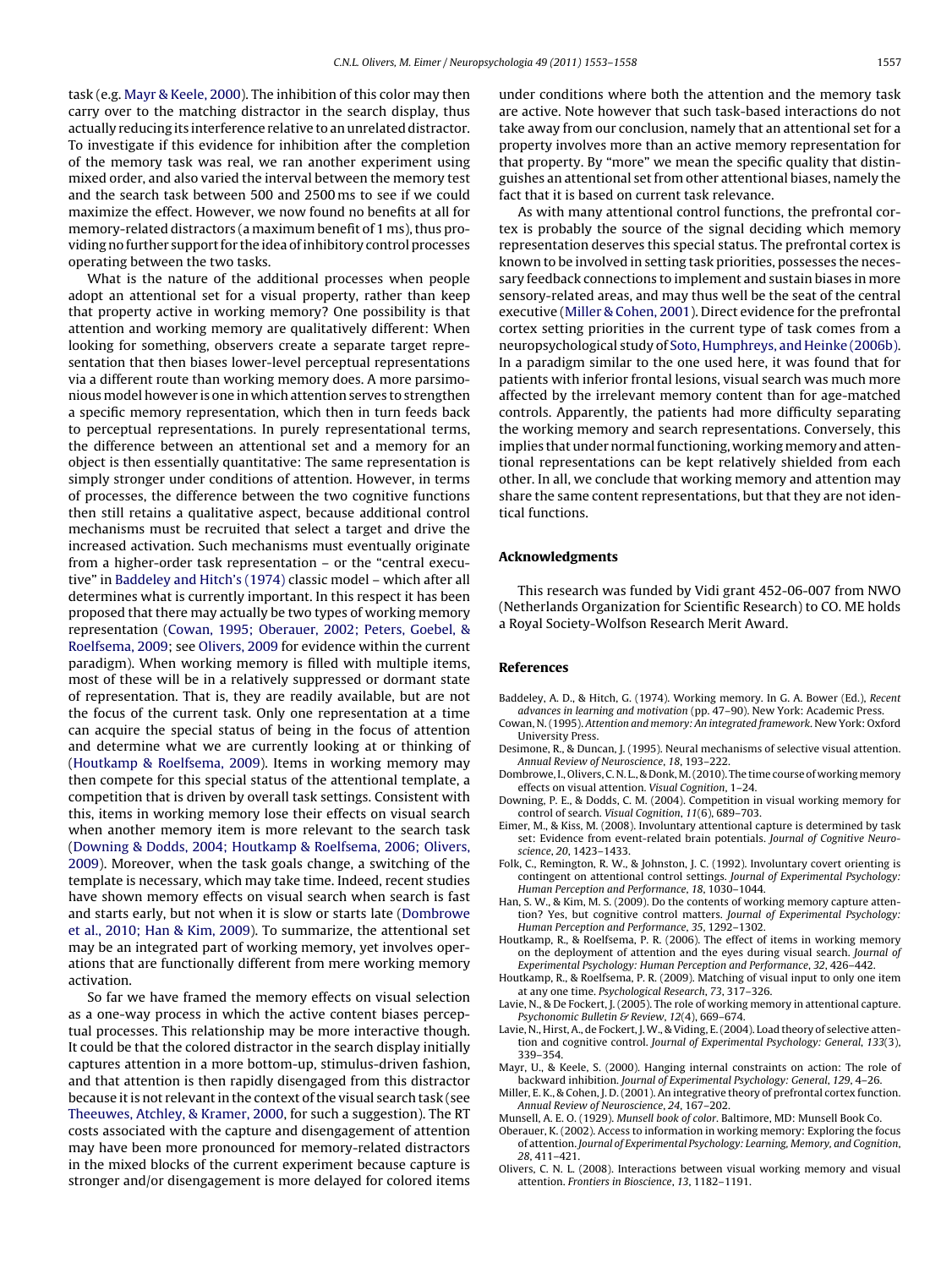task (e.g. Mayr & Keele, 2000). The inhibition of this color may then carry over to the matching distractor in the search display, thus actually reducing its interference relative to an unrelated distractor. To investigate if this evidence for inhibition after the completion of the memory task was real, we ran another experiment using mixed order, and also varied the interval between the memory test and the search task between 500 and 2500 ms to see if we could maximize the effect. However, we now found no benefits at all for memory-related distractors (a maximum benefit of 1 ms), thus providing no further support for the idea of inhibitory control processes operating between the two tasks.

What is the nature of the additional processes when people adopt an attentional set for a visual property, rather than keep that property active in working memory? One possibility is that attention and working memory are qualitatively different: When looking for something, observers create a separate target representation that then biases lower-level perceptual representations via a different route than working memory does. A more parsimonious model however is one in which attention serves to strengthen a specific memory representation, which then in turn feeds back to perceptual representations. In purely representational terms, the difference between an attentional set and a memory for an object is then essentially quantitative: The same representation is simply stronger under conditions of attention. However, in terms of processes, the difference between the two cognitive functions then still retains a qualitative aspect, because additional control mechanisms must be recruited that select a target and drive the increased activation. Such mechanisms must eventually originate from a higher-order task representation – or the "central executive" in Baddeley and Hitch's (1974) classic model – which after all determines what is currently important. In this respect it has been proposed that there may actually be two types of working memory representation (Cowan, 1995; Oberauer, 2002; Peters, Goebel, & Roelfsema, 2009; see Olivers, 2009 for evidence within the current paradigm). When working memory is filled with multiple items, most of these will be in a relatively suppressed or dormant state of representation. That is, they are readily available, but are not the focus of the current task. Only one representation at a time can acquire the special status of being in the focus of attention and determine what we are currently looking at or thinking of (Houtkamp & Roelfsema, 2009). Items in working memory may then compete for this special status of the attentional template, a competition that is driven by overall task settings. Consistent with this, items in working memory lose their effects on visual search when another memory item is more relevant to the search task (Downing & Dodds, 2004; Houtkamp & Roelfsema, 2006; Olivers, 2009). Moreover, when the task goals change, a switching of the template is necessary, which may take time. Indeed, recent studies have shown memory effects on visual search when search is fast and starts early, but not when it is slow or starts late (Dombrowe et al., 2010; Han & Kim, 2009). To summarize, the attentional set may be an integrated part of working memory, yet involves operations that are functionally different from mere working memory activation.

So far we have framed the memory effects on visual selection as a one-way process in which the active content biases perceptual processes. This relationship may be more interactive though. It could be that the colored distractor in the search display initially captures attention in a more bottom-up, stimulus-driven fashion, and that attention is then rapidly disengaged from this distractor because it is not relevant in the context of the visual search task (see Theeuwes, Atchley, & Kramer, 2000, for such a suggestion). The RT costs associated with the capture and disengagement of attention may have been more pronounced for memory-related distractors in the mixed blocks of the current experiment because capture is stronger and/or disengagement is more delayed for colored items under conditions where both the attention and the memory task are active. Note however that such task-based interactions do not take away from our conclusion, namely that an attentional set for a property involves more than an active memory representation for that property. By "more" we mean the specific quality that distinguishes an attentional set from other attentional biases, namely the fact that it is based on current task relevance.

As with many attentional control functions, the prefrontal cortex is probably the source of the signal deciding which memory representation deserves this special status. The prefrontal cortex is known to be involved in setting task priorities, possesses the necessary feedback connections to implement and sustain biases in more sensory-related areas, and may thus well be the seat of the central executive (Miller & Cohen, 2001). Direct evidence for the prefrontal cortex setting priorities in the current type of task comes from a neuropsychological study of Soto, Humphreys, and Heinke (2006b). In a paradigm similar to the one used here, it was found that for patients with inferior frontal lesions, visual search was much more affected by the irrelevant memory content than for age-matched controls. Apparently, the patients had more difficulty separating the working memory and search representations. Conversely, this implies that under normal functioning, working memory and attentional representations can be kept relatively shielded from each other. In all, we conclude that working memory and attention may share the same content representations, but that they are not identical functions.

## Acknowledgments

This research was funded by Vidi grant 452-06-007 from NWO (Netherlands Organization for Scientific Research) to CO. ME holds a Royal Society-Wolfson Research Merit Award.

## References

Baddeley, A. D., & Hitch, G. (1974). Working memory. In G. A. Bower (Ed.), *Recent advances in learning and motivation* (pp. 47–90). New York: Academic Press.

Cowan, N. (1995). *Attention and memory: An integrated framework*. New York: Oxford University Press.

Desimone, R., & Duncan, J. (1995). Neural mechanisms of selective visual attention. *Annual Review of Neuroscience*, *18*, 193–222.

Dombrowe, I., Olivers, C. N. L., & Donk, M. (2010). The time course of working memory effects on visual attention. *Visual Cognition*, 1–24.

Downing, P. E., & Dodds, C. M. (2004). Competition in visual working memory for control of search. *Visual Cognition*, *11*(6), 689–703.

Eimer, M., & Kiss, M. (2008). Involuntary attentional capture is determined by task set: Evidence from event-related brain potentials. *Journal of Cognitive Neuroscience*, *20*, 1423–1433.

Folk, C., Remington, R. W., & Johnston, J. C. (1992). Involuntary covert orienting is contingent on attentional control settings. *Journal of Experimental Psychology: Human Perception and Performance*, *18*, 1030–1044.

Han, S. W., & Kim, M. S. (2009). Do the contents of working memory capture attention? Yes, but cognitive control matters. *Journal of Experimental Psychology: Human Perception and Performance*, *35*, 1292–1302.

Houtkamp, R., & Roelfsema, P. R. (2006). The effect of items in working memory on the deployment of attention and the eyes during visual search. *Journal of Experimental Psychology: Human Perception and Performance*, *32*, 426–442.

Houtkamp, R., & Roelfsema, P. R. (2009). Matching of visual input to only one item at any one time. *Psychological Research*, *73*, 317–326.

Lavie, N., & De Fockert, J. (2005). The role of working memory in attentional capture. *Psychonomic Bulletin & Review*, *12*(4), 669–674.

Lavie, N., Hirst, A., de Fockert, J. W., & Viding, E. (2004). Load theory of selective attention and cognitive control. *Journal of Experimental Psychology: General*, *133*(3), 339–354.

Mayr, U., & Keele, S. (2000). Hanging internal constraints on action: The role of backward inhibition. *Journal of Experimental Psychology: General*, *129*, 4–26.

Miller, E. K., & Cohen, J. D. (2001). An integrative theory of prefrontal cortex function. *Annual Review of Neuroscience*, *24*, 167–202.

Munsell, A. E. O. (1929). *Munsell book of color*. Baltimore, MD: Munsell Book Co.

Oberauer, K. (2002). Access to information in working memory: Exploring the focus of attention. *Journal of Experimental Psychology: Learning, Memory, and Cognition*, *28*, 411–421.

Olivers, C. N. L. (2008). Interactions between visual working memory and visual attention. *Frontiers in Bioscience*, *13*, 1182–1191.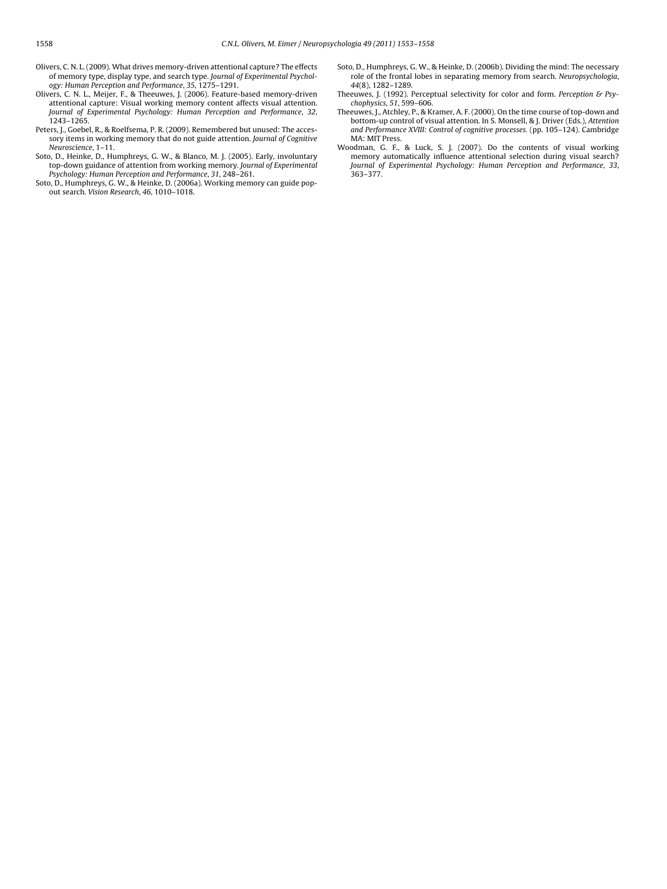Olivers, C. N. L. (2009). What drives memory-driven attentional capture? The effects of memory type, display type, and search type. *Journal of Experimental Psychology: Human Perception and Performance*, *35*, 1275–1291.

Olivers, C. N. L., Meijer, F., & Theeuwes, J. (2006). Feature-based memory-driven attentional capture: Visual working memory content affects visual attention. *Journal of Experimental Psychology: Human Perception and Performance*, *32*, 1243–1265.

Peters, J., Goebel, R., & Roelfsema, P. R. (2009). Remembered but unused: The accessory items in working memory that do not guide attention. *Journal of Cognitive Neuroscience*, 1–11.

Soto, D., Heinke, D., Humphreys, G. W., & Blanco, M. J. (2005). Early, involuntary top-down guidance of attention from working memory. *Journal of Experimental Psychology: Human Perception and Performance*, *31*, 248–261.

Soto, D., Humphreys, G. W., & Heinke, D. (2006a). Working memory can guide pop-out search. *Vision Research*, *46*, 1010–1018.

Soto, D., Humphreys, G. W., & Heinke, D. (2006b). Dividing the mind: The necessary role of the frontal lobes in separating memory from search. *Neuropsychologia*, *44*(8), 1282–1289.

Theeuwes, J. (1992). Perceptual selectivity for color and form. *Perception & Psychophysics*, *51*, 599–606.

Theeuwes, J., Atchley, P., & Kramer, A. F. (2000). On the time course of top-down and bottom-up control of visual attention. In S. Monsell, & J. Driver (Eds.), *Attention and Performance XVIII: Control of cognitive processes.* (pp. 105–124). Cambridge MA: MIT Press.

Woodman, G. F., & Luck, S. J. (2007). Do the contents of visual working memory automatically influence attentional selection during visual search? *Journal of Experimental Psychology: Human Perception and Performance*, *33*, 363–377.